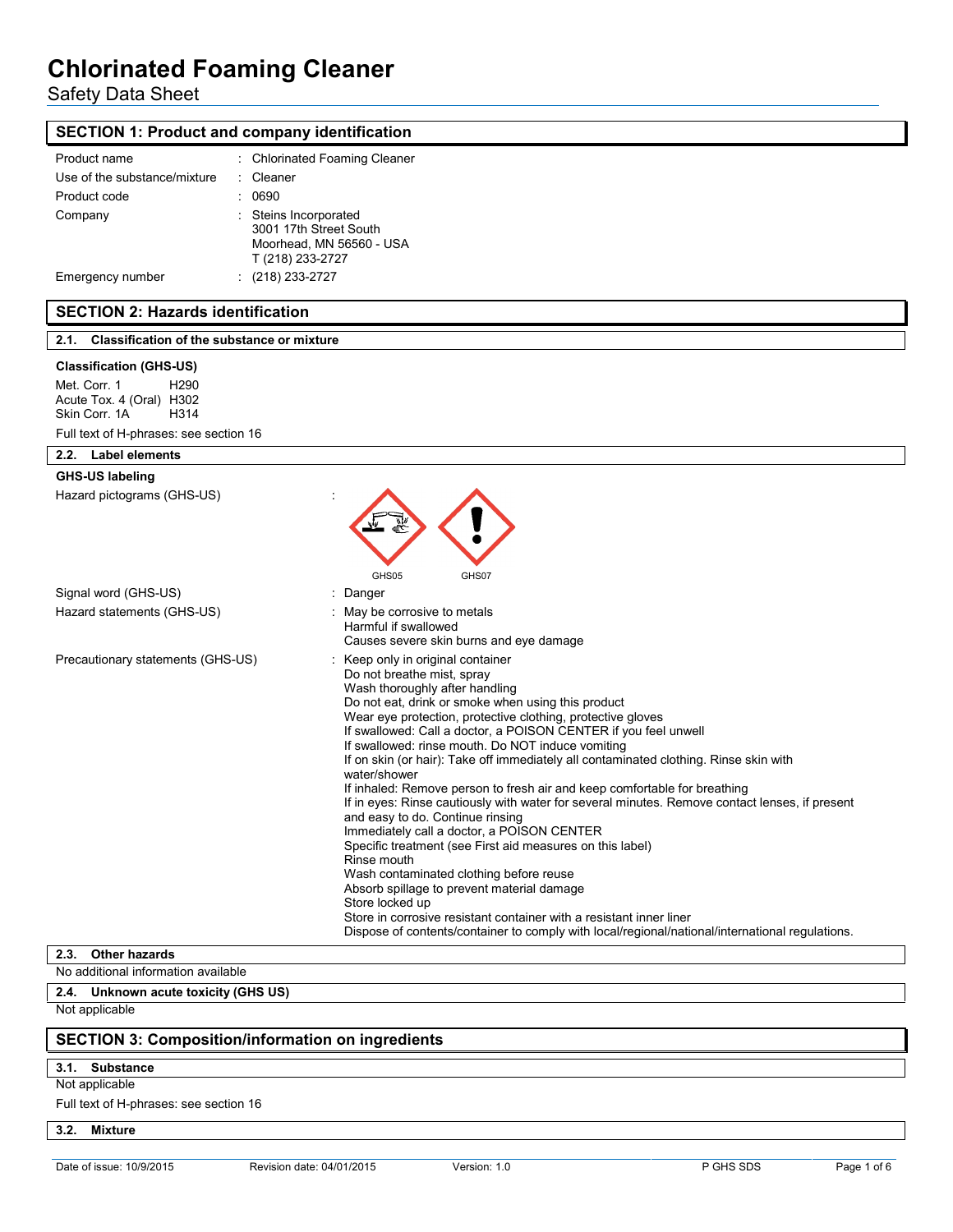# Chlorinated Foaming Cleaner

Safety Data Sheet

## SECTION 1: Product and company identification

| | | |
|---|---|---|
| Product name | : | Chlorinated Foaming Cleaner |
| Use of the substance/mixture | : | Cleaner |
| Product code | : | 0690 |
| Company | : | Steins Incorporated<br>3001 17th Street South<br>Moorhead, MN 56560 - USA<br>T (218) 233-2727 |
| Emergency number | : | (218) 233-2727 |

## SECTION 2: Hazards identification

### 2.1. Classification of the substance or mixture

**Classification (GHS-US)**

Met. Corr. 1 H290
Acute Tox. 4 (Oral) H302
Skin Corr. 1A H314

Full text of H-phrases: see section 16

### 2.2. Label elements

**GHS-US labeling**

Hazard pictograms (GHS-US) :

GHS05 GHS07

Signal word (GHS-US) : Danger

Hazard statements (GHS-US) : May be corrosive to metals
Harmful if swallowed
Causes severe skin burns and eye damage

Precautionary statements (GHS-US) : Keep only in original container
Do not breathe mist, spray
Wash thoroughly after handling
Do not eat, drink or smoke when using this product
Wear eye protection, protective clothing, protective gloves
If swallowed: Call a doctor, a POISON CENTER if you feel unwell
If swallowed: rinse mouth. Do NOT induce vomiting
If on skin (or hair): Take off immediately all contaminated clothing. Rinse skin with water/shower
If inhaled: Remove person to fresh air and keep comfortable for breathing
If in eyes: Rinse cautiously with water for several minutes. Remove contact lenses, if present and easy to do. Continue rinsing
Immediately call a doctor, a POISON CENTER
Specific treatment (see First aid measures on this label)
Rinse mouth
Wash contaminated clothing before reuse
Absorb spillage to prevent material damage
Store locked up
Store in corrosive resistant container with a resistant inner liner
Dispose of contents/container to comply with local/regional/national/international regulations.

### 2.3. Other hazards

No additional information available

### 2.4. Unknown acute toxicity (GHS US)

Not applicable

## SECTION 3: Composition/information on ingredients

### 3.1. Substance

Not applicable

Full text of H-phrases: see section 16

### 3.2. Mixture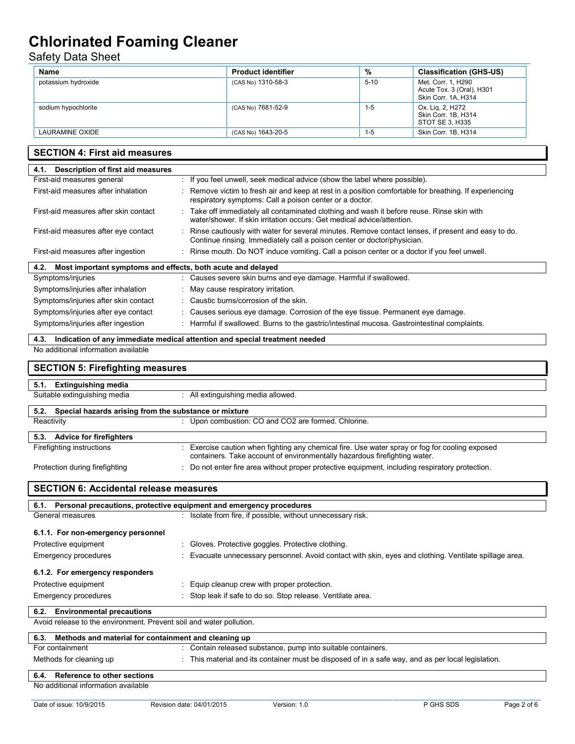| Name | Product identifier | % | Classification (GHS-US) |
|---|---|---|---|
| potassium hydroxide | (CAS No) 1310-58-3 | 5-10 | Met. Corr. 1, H290<br>Acute Tox. 3 (Oral), H301<br>Skin Corr. 1A, H314 |
| sodium hypochlorite | (CAS No) 7681-52-9 | 1-5 | Ox. Liq. 2, H272<br>Skin Corr. 1B, H314<br>STOT SE 3, H335 |
| LAURAMINE OXIDE | (CAS No) 1643-20-5 | 1-5 | Skin Corr. 1B, H314 |

## SECTION 4: First aid measures

### 4.1. Description of first aid measures

| | |
|---|---|
| First-aid measures general | : If you feel unwell, seek medical advice (show the label where possible). |
| First-aid measures after inhalation | : Remove victim to fresh air and keep at rest in a position comfortable for breathing. If experiencing respiratory symptoms: Call a poison center or a doctor. |
| First-aid measures after skin contact | : Take off immediately all contaminated clothing and wash it before reuse. Rinse skin with water/shower. If skin irritation occurs: Get medical advice/attention. |
| First-aid measures after eye contact | : Rinse cautiously with water for several minutes. Remove contact lenses, if present and easy to do. Continue rinsing. Immediately call a poison center or doctor/physician. |
| First-aid measures after ingestion | : Rinse mouth. Do NOT induce vomiting. Call a poison center or a doctor if you feel unwell. |

### 4.2. Most important symptoms and effects, both acute and delayed

| | |
|---|---|
| Symptoms/injuries | : Causes severe skin burns and eye damage. Harmful if swallowed. |
| Symptoms/injuries after inhalation | : May cause respiratory irritation. |
| Symptoms/injuries after skin contact | : Caustic burns/corrosion of the skin. |
| Symptoms/injuries after eye contact | : Causes serious eye damage. Corrosion of the eye tissue. Permanent eye damage. |
| Symptoms/injuries after ingestion | : Harmful if swallowed. Burns to the gastric/intestinal mucosa. Gastrointestinal complaints. |

### 4.3. Indication of any immediate medical attention and special treatment needed

No additional information available

## SECTION 5: Firefighting measures

### 5.1. Extinguishing media

| | |
|---|---|
| Suitable extinguishing media | : All extinguishing media allowed. |

### 5.2. Special hazards arising from the substance or mixture

| | |
|---|---|
| Reactivity | : Upon combustion: CO and $CO_2$ are formed. Chlorine. |

### 5.3. Advice for firefighters

| | |
|---|---|
| Firefighting instructions | : Exercise caution when fighting any chemical fire. Use water spray or fog for cooling exposed containers. Take account of environmentally hazardous firefighting water. |
| Protection during firefighting | : Do not enter fire area without proper protective equipment, including respiratory protection. |

## SECTION 6: Accidental release measures

### 6.1. Personal precautions, protective equipment and emergency procedures

| | |
|---|---|
| General measures | : Isolate from fire, if possible, without unnecessary risk. |

#### 6.1.1. For non-emergency personnel

| | |
|---|---|
| Protective equipment | : Gloves. Protective goggles. Protective clothing. |
| Emergency procedures | : Evacuate unnecessary personnel. Avoid contact with skin, eyes and clothing. Ventilate spillage area. |

#### 6.1.2. For emergency responders

| | |
|---|---|
| Protective equipment | : Equip cleanup crew with proper protection. |
| Emergency procedures | : Stop leak if safe to do so. Stop release. Ventilate area. |

### 6.2. Environmental precautions

Avoid release to the environment. Prevent soil and water pollution.

### 6.3. Methods and material for containment and cleaning up

| | |
|---|---|
| For containment | : Contain released substance, pump into suitable containers. |
| Methods for cleaning up | : This material and its container must be disposed of in a safe way, and as per local legislation. |

### 6.4. Reference to other sections

No additional information available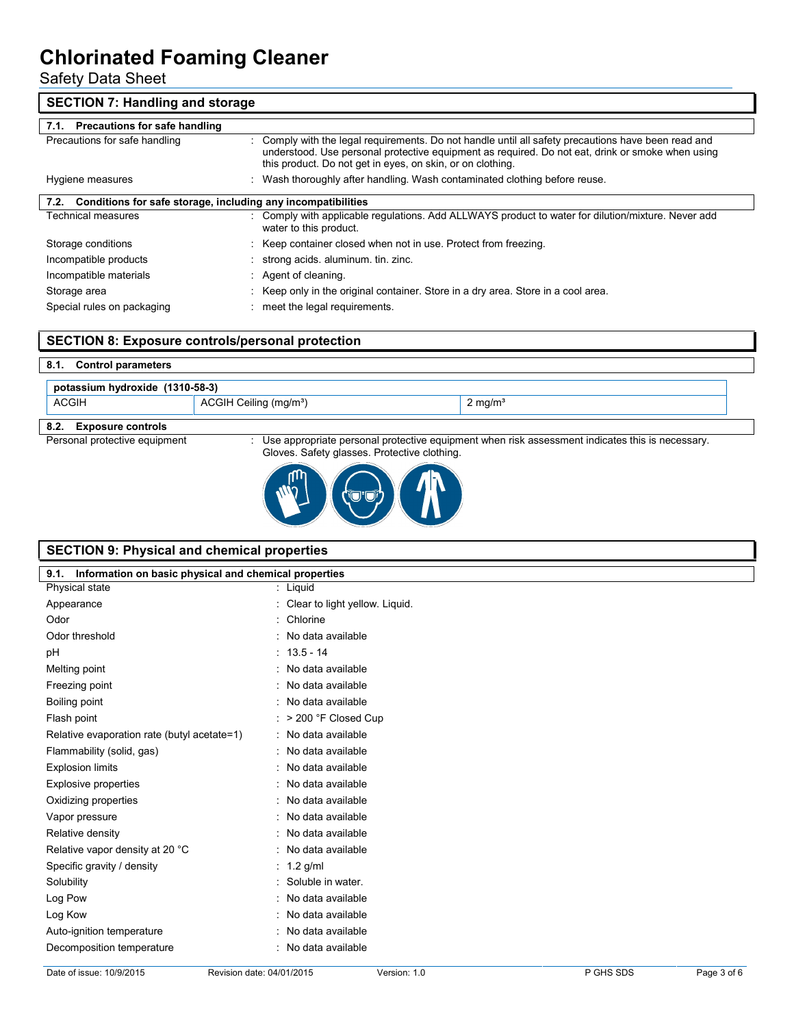# Chlorinated Foaming Cleaner

Safety Data Sheet

## SECTION 7: Handling and storage

### 7.1. Precautions for safe handling

| | |
|---|---|
| Precautions for safe handling | : Comply with the legal requirements. Do not handle until all safety precautions have been read and understood. Use personal protective equipment as required. Do not eat, drink or smoke when using this product. Do not get in eyes, on skin, or on clothing. |
| Hygiene measures | : Wash thoroughly after handling. Wash contaminated clothing before reuse. |

### 7.2. Conditions for safe storage, including any incompatibilities

| | |
|---|---|
| Technical measures | : Comply with applicable regulations. Add ALLWAYS product to water for dilution/mixture. Never add water to this product. |
| Storage conditions | : Keep container closed when not in use. Protect from freezing. |
| Incompatible products | : strong acids. aluminum. tin. zinc. |
| Incompatible materials | : Agent of cleaning. |
| Storage area | : Keep only in the original container. Store in a dry area. Store in a cool area. |
| Special rules on packaging | : meet the legal requirements. |

## SECTION 8: Exposure controls/personal protection

### 8.1. Control parameters

| potassium hydroxide (1310-58-3) | | |
|---|---|---|
| ACGIH | ACGIH Ceiling (mg/m³) | 2 mg/m³ |

### 8.2. Exposure controls

Personal protective equipment : Use appropriate personal protective equipment when risk assessment indicates this is necessary. Gloves. Safety glasses. Protective clothing.

## SECTION 9: Physical and chemical properties

### 9.1. Information on basic physical and chemical properties

| | |
|---|---|
| Physical state | : Liquid |
| Appearance | : Clear to light yellow. Liquid. |
| Odor | : Chlorine |
| Odor threshold | : No data available |
| pH | : 13.5 - 14 |
| Melting point | : No data available |
| Freezing point | : No data available |
| Boiling point | : No data available |
| Flash point | : > 200 °F Closed Cup |
| Relative evaporation rate (butyl acetate=1) | : No data available |
| Flammability (solid, gas) | : No data available |
| Explosion limits | : No data available |
| Explosive properties | : No data available |
| Oxidizing properties | : No data available |
| Vapor pressure | : No data available |
| Relative density | : No data available |
| Relative vapor density at 20 °C | : No data available |
| Specific gravity / density | : 1.2 g/ml |
| Solubility | : Soluble in water. |
| Log Pow | : No data available |
| Log Kow | : No data available |
| Auto-ignition temperature | : No data available |
| Decomposition temperature | : No data available |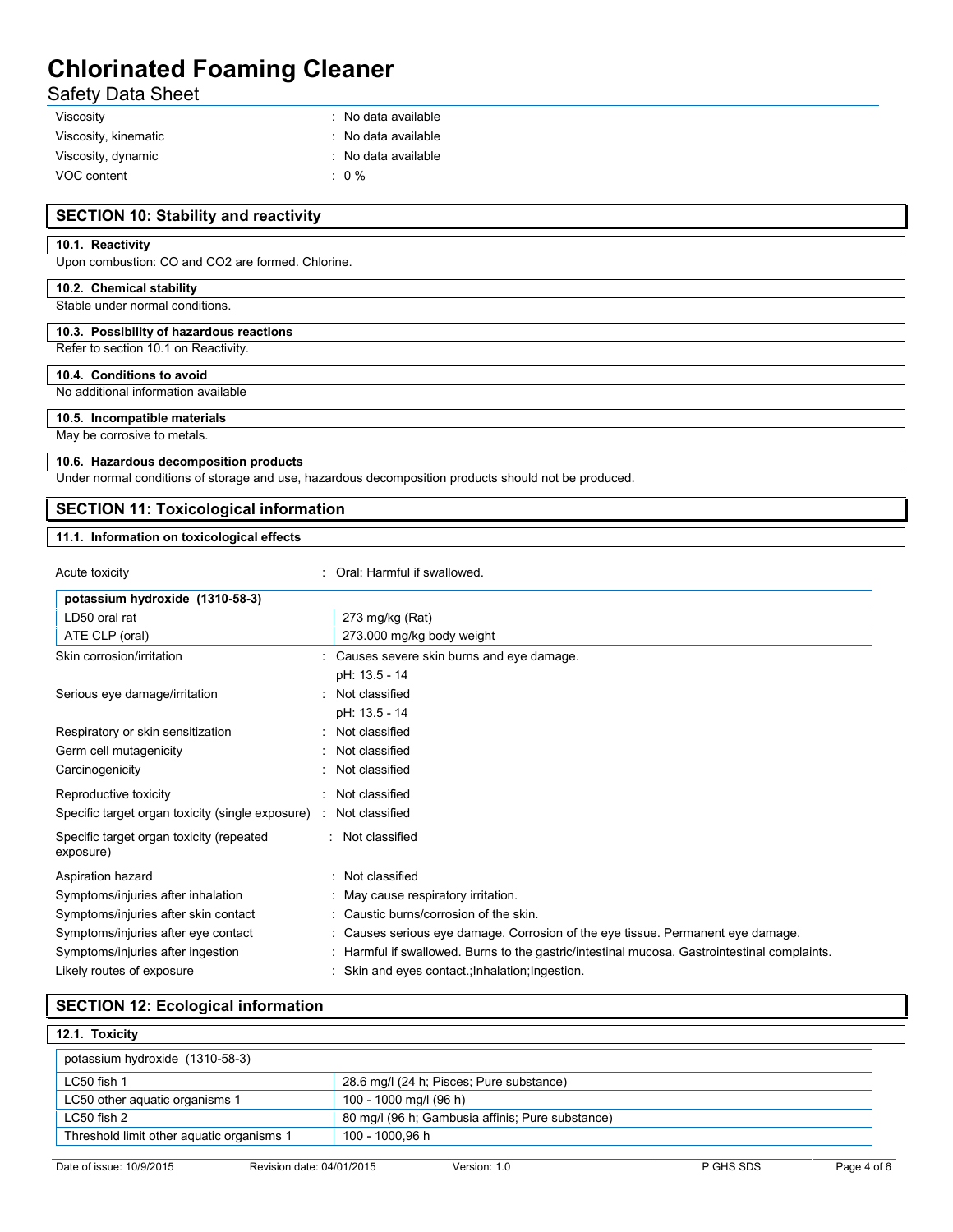| | |
|---|---|
| Viscosity | : No data available |
| Viscosity, kinematic | : No data available |
| Viscosity, dynamic | : No data available |
| VOC content | : 0 % |

## SECTION 10: Stability and reactivity

### 10.1. Reactivity

Upon combustion: CO and CO2 are formed. Chlorine.

### 10.2. Chemical stability

Stable under normal conditions.

### 10.3. Possibility of hazardous reactions

Refer to section 10.1 on Reactivity.

### 10.4. Conditions to avoid

No additional information available

### 10.5. Incompatible materials

May be corrosive to metals.

### 10.6. Hazardous decomposition products

Under normal conditions of storage and use, hazardous decomposition products should not be produced.

## SECTION 11: Toxicological information

### 11.1. Information on toxicological effects

Acute toxicity : Oral: Harmful if swallowed.

| potassium hydroxide (1310-58-3) | |
|---|---|
| LD50 oral rat | 273 mg/kg (Rat) |
| ATE CLP (oral) | 273.000 mg/kg body weight |

| | |
|---|---|
| Skin corrosion/irritation | : Causes severe skin burns and eye damage.<br>pH: 13.5 - 14 |
| Serious eye damage/irritation | : Not classified<br>pH: 13.5 - 14 |
| Respiratory or skin sensitization | : Not classified |
| Germ cell mutagenicity | : Not classified |
| Carcinogenicity | : Not classified |
| Reproductive toxicity | : Not classified |
| Specific target organ toxicity (single exposure) | : Not classified |
| Specific target organ toxicity (repeated exposure) | : Not classified |
| Aspiration hazard | : Not classified |
| Symptoms/injuries after inhalation | : May cause respiratory irritation. |
| Symptoms/injuries after skin contact | : Caustic burns/corrosion of the skin. |
| Symptoms/injuries after eye contact | : Causes serious eye damage. Corrosion of the eye tissue. Permanent eye damage. |
| Symptoms/injuries after ingestion | : Harmful if swallowed. Burns to the gastric/intestinal mucosa. Gastrointestinal complaints. |
| Likely routes of exposure | : Skin and eyes contact.;Inhalation;Ingestion. |

## SECTION 12: Ecological information

### 12.1. Toxicity

| potassium hydroxide (1310-58-3) | |
|---|---|
| LC50 fish 1 | 28.6 mg/l (24 h; Pisces; Pure substance) |
| LC50 other aquatic organisms 1 | 100 - 1000 mg/l (96 h) |
| LC50 fish 2 | 80 mg/l (96 h; Gambusia affinis; Pure substance) |
| Threshold limit other aquatic organisms 1 | 100 - 1000,96 h |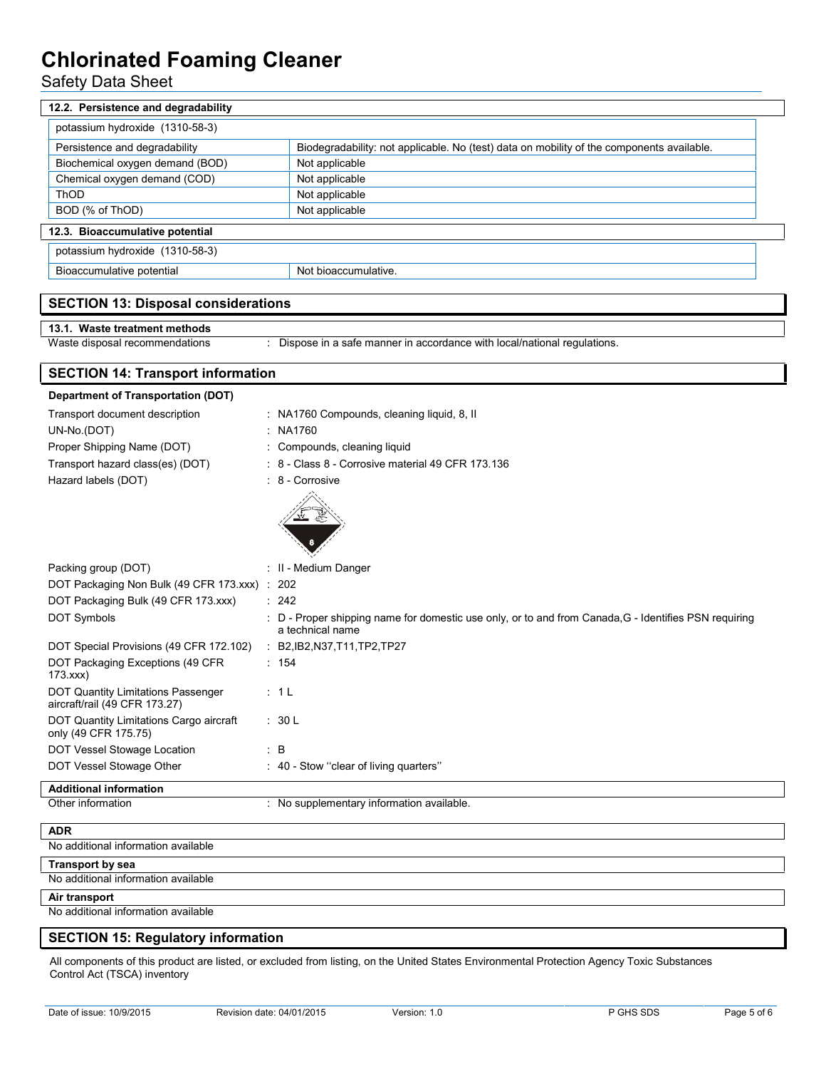### 12.2. Persistence and degradability

| potassium hydroxide (1310-58-3) | |
|---|---|
| Persistence and degradability | Biodegradability: not applicable. No (test) data on mobility of the components available. |
| Biochemical oxygen demand (BOD) | Not applicable |
| Chemical oxygen demand (COD) | Not applicable |
| ThOD | Not applicable |
| BOD (% of ThOD) | Not applicable |

### 12.3. Bioaccumulative potential

| potassium hydroxide (1310-58-3) | |
|---|---|
| Bioaccumulative potential | Not bioaccumulative. |

## SECTION 13: Disposal considerations

### 13.1. Waste treatment methods

Waste disposal recommendations : Dispose in a safe manner in accordance with local/national regulations.

## SECTION 14: Transport information

**Department of Transportation (DOT)**

Transport document description : NA1760 Compounds, cleaning liquid, 8, II

UN-No.(DOT) : NA1760

Proper Shipping Name (DOT) : Compounds, cleaning liquid

Transport hazard class(es) (DOT) : 8 - Class 8 - Corrosive material 49 CFR 173.136

Hazard labels (DOT) : 8 - Corrosive

Packing group (DOT) : II - Medium Danger

DOT Packaging Non Bulk (49 CFR 173.xxx) : 202

DOT Packaging Bulk (49 CFR 173.xxx) : 242

DOT Symbols : D - Proper shipping name for domestic use only, or to and from Canada,G - Identifies PSN requiring a technical name

DOT Special Provisions (49 CFR 172.102) : B2,IB2,N37,T11,TP2,TP27

DOT Packaging Exceptions (49 CFR 173.xxx) : 154

DOT Quantity Limitations Passenger aircraft/rail (49 CFR 173.27) : 1 L

DOT Quantity Limitations Cargo aircraft only (49 CFR 175.75) : 30 L

DOT Vessel Stowage Location : B

DOT Vessel Stowage Other : 40 - Stow ''clear of living quarters''

**Additional information**

Other information : No supplementary information available.

**ADR**

No additional information available

**Transport by sea**

No additional information available

**Air transport**

No additional information available

## SECTION 15: Regulatory information

All components of this product are listed, or excluded from listing, on the United States Environmental Protection Agency Toxic Substances Control Act (TSCA) inventory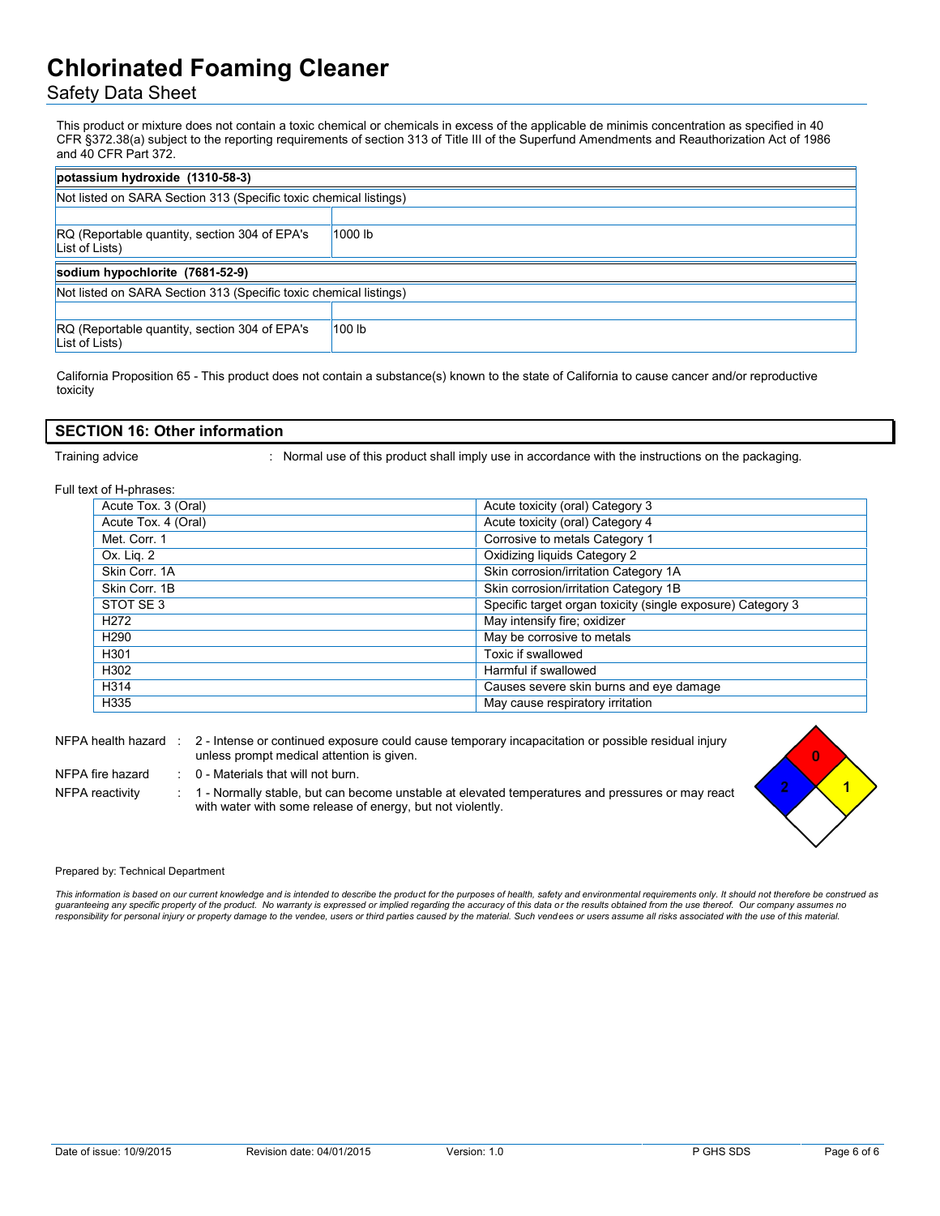This product or mixture does not contain a toxic chemical or chemicals in excess of the applicable de minimis concentration as specified in 40 CFR §372.38(a) subject to the reporting requirements of section 313 of Title III of the Superfund Amendments and Reauthorization Act of 1986 and 40 CFR Part 372.

| **potassium hydroxide (1310-58-3)** | |
|---|---|
| Not listed on SARA Section 313 (Specific toxic chemical listings) | |
| | |
| RQ (Reportable quantity, section 304 of EPA's List of Lists) | 1000 lb |

| **sodium hypochlorite (7681-52-9)** | |
|---|---|
| Not listed on SARA Section 313 (Specific toxic chemical listings) | |
| | |
| RQ (Reportable quantity, section 304 of EPA's List of Lists) | 100 lb |

California Proposition 65 - This product does not contain a substance(s) known to the state of California to cause cancer and/or reproductive toxicity

## SECTION 16: Other information

Training advice : Normal use of this product shall imply use in accordance with the instructions on the packaging.

Full text of H-phrases:

| | |
|---|---|
| Acute Tox. 3 (Oral) | Acute toxicity (oral) Category 3 |
| Acute Tox. 4 (Oral) | Acute toxicity (oral) Category 4 |
| Met. Corr. 1 | Corrosive to metals Category 1 |
| Ox. Liq. 2 | Oxidizing liquids Category 2 |
| Skin Corr. 1A | Skin corrosion/irritation Category 1A |
| Skin Corr. 1B | Skin corrosion/irritation Category 1B |
| STOT SE 3 | Specific target organ toxicity (single exposure) Category 3 |
| H272 | May intensify fire; oxidizer |
| H290 | May be corrosive to metals |
| H301 | Toxic if swallowed |
| H302 | Harmful if swallowed |
| H314 | Causes severe skin burns and eye damage |
| H335 | May cause respiratory irritation |

NFPA health hazard : 2 - Intense or continued exposure could cause temporary incapacitation or possible residual injury unless prompt medical attention is given.

NFPA fire hazard : 0 - Materials that will not burn.

NFPA reactivity : 1 - Normally stable, but can become unstable at elevated temperatures and pressures or may react with water with some release of energy, but not violently.

0
2
1

Prepared by: Technical Department

*This information is based on our current knowledge and is intended to describe the product for the purposes of health, safety and environmental requirements only. It should not therefore be construed as guaranteeing any specific property of the product. No warranty is expressed or implied regarding the accuracy of this data or the results obtained from the use thereof. Our company assumes no responsibility for personal injury or property damage to the vendee, users or third parties caused by the material. Such vendees or users assume all risks associated with the use of this material.*